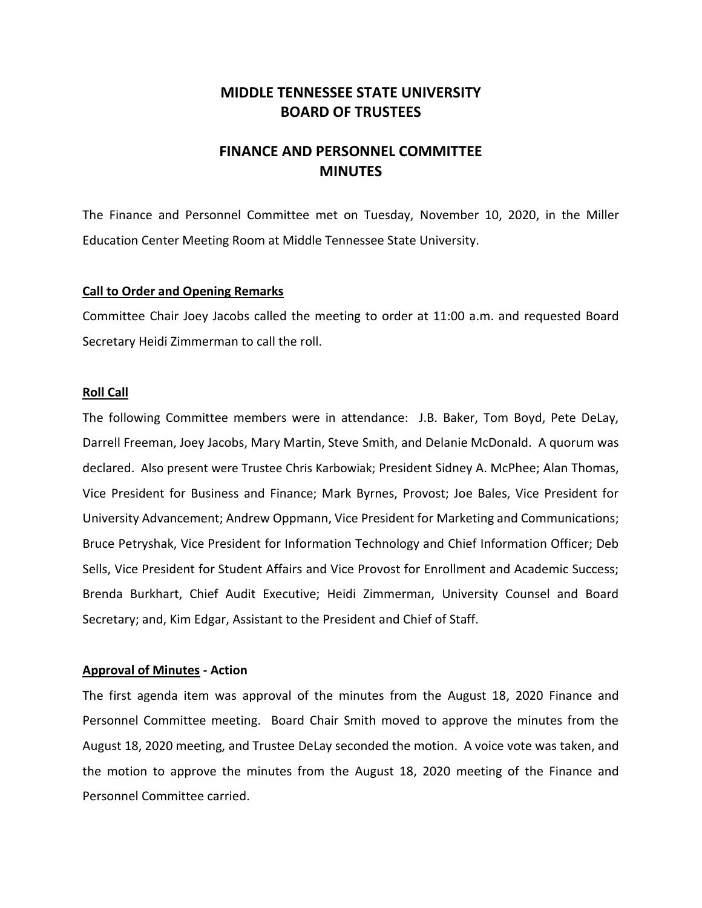# MIDDLE TENNESSEE STATE UNIVERSITY
# BOARD OF TRUSTEES

## FINANCE AND PERSONNEL COMMITTEE
## MINUTES

The Finance and Personnel Committee met on Tuesday, November 10, 2020, in the Miller Education Center Meeting Room at Middle Tennessee State University.

**Call to Order and Opening Remarks**

Committee Chair Joey Jacobs called the meeting to order at 11:00 a.m. and requested Board Secretary Heidi Zimmerman to call the roll.

**Roll Call**

The following Committee members were in attendance: J.B. Baker, Tom Boyd, Pete DeLay, Darrell Freeman, Joey Jacobs, Mary Martin, Steve Smith, and Delanie McDonald. A quorum was declared. Also present were Trustee Chris Karbowiak; President Sidney A. McPhee; Alan Thomas, Vice President for Business and Finance; Mark Byrnes, Provost; Joe Bales, Vice President for University Advancement; Andrew Oppmann, Vice President for Marketing and Communications; Bruce Petryshak, Vice President for Information Technology and Chief Information Officer; Deb Sells, Vice President for Student Affairs and Vice Provost for Enrollment and Academic Success; Brenda Burkhart, Chief Audit Executive; Heidi Zimmerman, University Counsel and Board Secretary; and, Kim Edgar, Assistant to the President and Chief of Staff.

**Approval of Minutes - Action**

The first agenda item was approval of the minutes from the August 18, 2020 Finance and Personnel Committee meeting. Board Chair Smith moved to approve the minutes from the August 18, 2020 meeting, and Trustee DeLay seconded the motion. A voice vote was taken, and the motion to approve the minutes from the August 18, 2020 meeting of the Finance and Personnel Committee carried.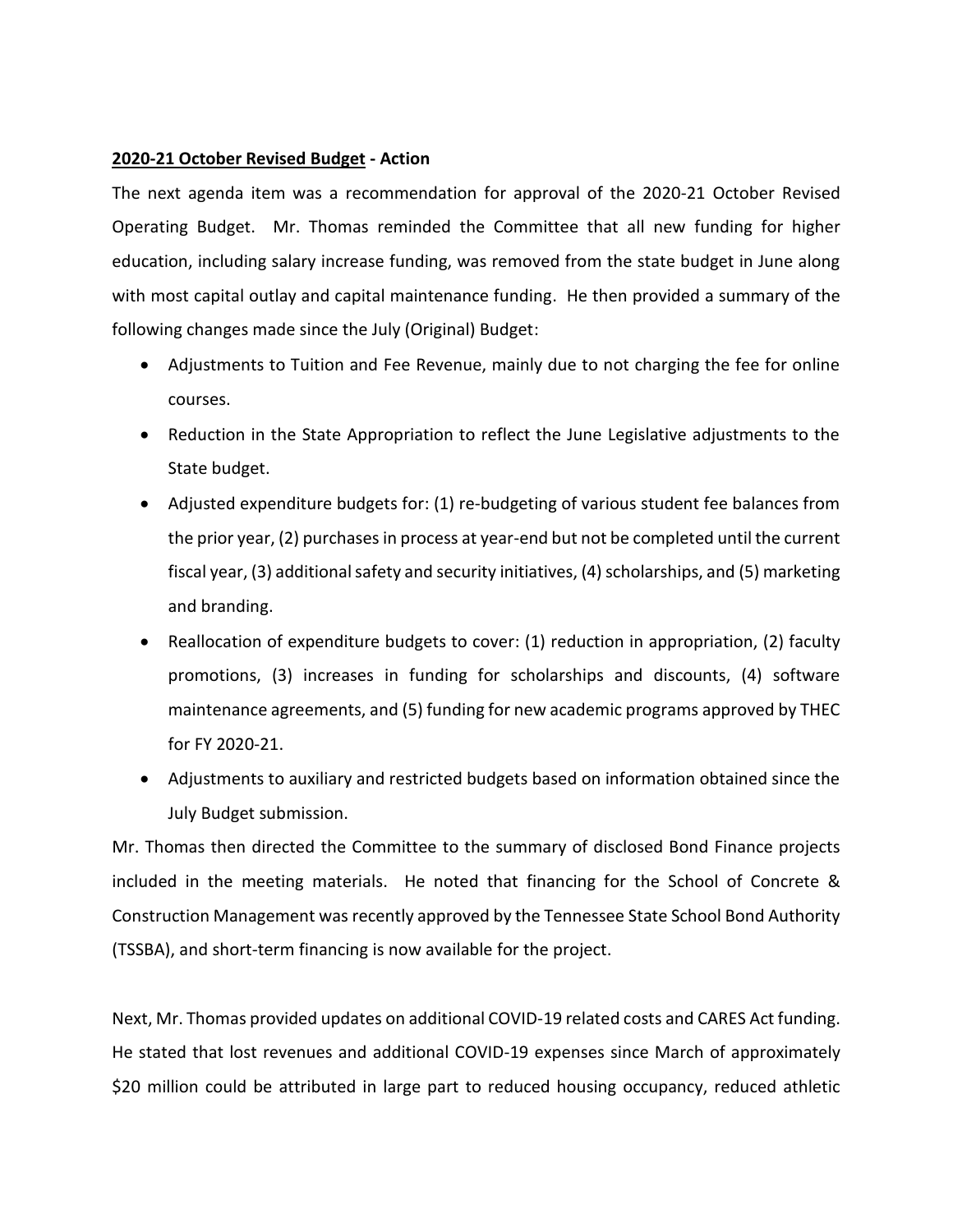**<u>2020-21 October Revised Budget</u> - Action**

The next agenda item was a recommendation for approval of the 2020-21 October Revised Operating Budget. Mr. Thomas reminded the Committee that all new funding for higher education, including salary increase funding, was removed from the state budget in June along with most capital outlay and capital maintenance funding. He then provided a summary of the following changes made since the July (Original) Budget:

- Adjustments to Tuition and Fee Revenue, mainly due to not charging the fee for online courses.
- Reduction in the State Appropriation to reflect the June Legislative adjustments to the State budget.
- Adjusted expenditure budgets for: (1) re-budgeting of various student fee balances from the prior year, (2) purchases in process at year-end but not be completed until the current fiscal year, (3) additional safety and security initiatives, (4) scholarships, and (5) marketing and branding.
- Reallocation of expenditure budgets to cover: (1) reduction in appropriation, (2) faculty promotions, (3) increases in funding for scholarships and discounts, (4) software maintenance agreements, and (5) funding for new academic programs approved by THEC for FY 2020-21.
- Adjustments to auxiliary and restricted budgets based on information obtained since the July Budget submission.

Mr. Thomas then directed the Committee to the summary of disclosed Bond Finance projects included in the meeting materials. He noted that financing for the School of Concrete & Construction Management was recently approved by the Tennessee State School Bond Authority (TSSBA), and short-term financing is now available for the project.

Next, Mr. Thomas provided updates on additional COVID-19 related costs and CARES Act funding. He stated that lost revenues and additional COVID-19 expenses since March of approximately $20 million could be attributed in large part to reduced housing occupancy, reduced athletic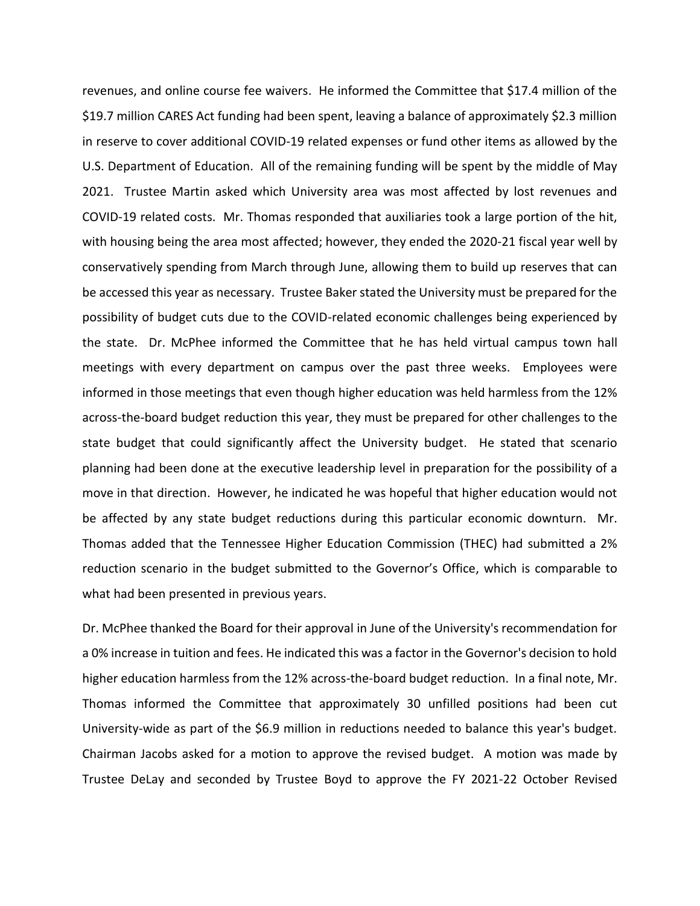revenues, and online course fee waivers. He informed the Committee that $17.4 million of the $19.7 million CARES Act funding had been spent, leaving a balance of approximately $2.3 million in reserve to cover additional COVID-19 related expenses or fund other items as allowed by the U.S. Department of Education. All of the remaining funding will be spent by the middle of May 2021. Trustee Martin asked which University area was most affected by lost revenues and COVID-19 related costs. Mr. Thomas responded that auxiliaries took a large portion of the hit, with housing being the area most affected; however, they ended the 2020-21 fiscal year well by conservatively spending from March through June, allowing them to build up reserves that can be accessed this year as necessary. Trustee Baker stated the University must be prepared for the possibility of budget cuts due to the COVID-related economic challenges being experienced by the state. Dr. McPhee informed the Committee that he has held virtual campus town hall meetings with every department on campus over the past three weeks. Employees were informed in those meetings that even though higher education was held harmless from the 12% across-the-board budget reduction this year, they must be prepared for other challenges to the state budget that could significantly affect the University budget. He stated that scenario planning had been done at the executive leadership level in preparation for the possibility of a move in that direction. However, he indicated he was hopeful that higher education would not be affected by any state budget reductions during this particular economic downturn. Mr. Thomas added that the Tennessee Higher Education Commission (THEC) had submitted a 2% reduction scenario in the budget submitted to the Governor's Office, which is comparable to what had been presented in previous years.

Dr. McPhee thanked the Board for their approval in June of the University's recommendation for a 0% increase in tuition and fees. He indicated this was a factor in the Governor's decision to hold higher education harmless from the 12% across-the-board budget reduction. In a final note, Mr. Thomas informed the Committee that approximately 30 unfilled positions had been cut University-wide as part of the $6.9 million in reductions needed to balance this year's budget. Chairman Jacobs asked for a motion to approve the revised budget. A motion was made by Trustee DeLay and seconded by Trustee Boyd to approve the FY 2021-22 October Revised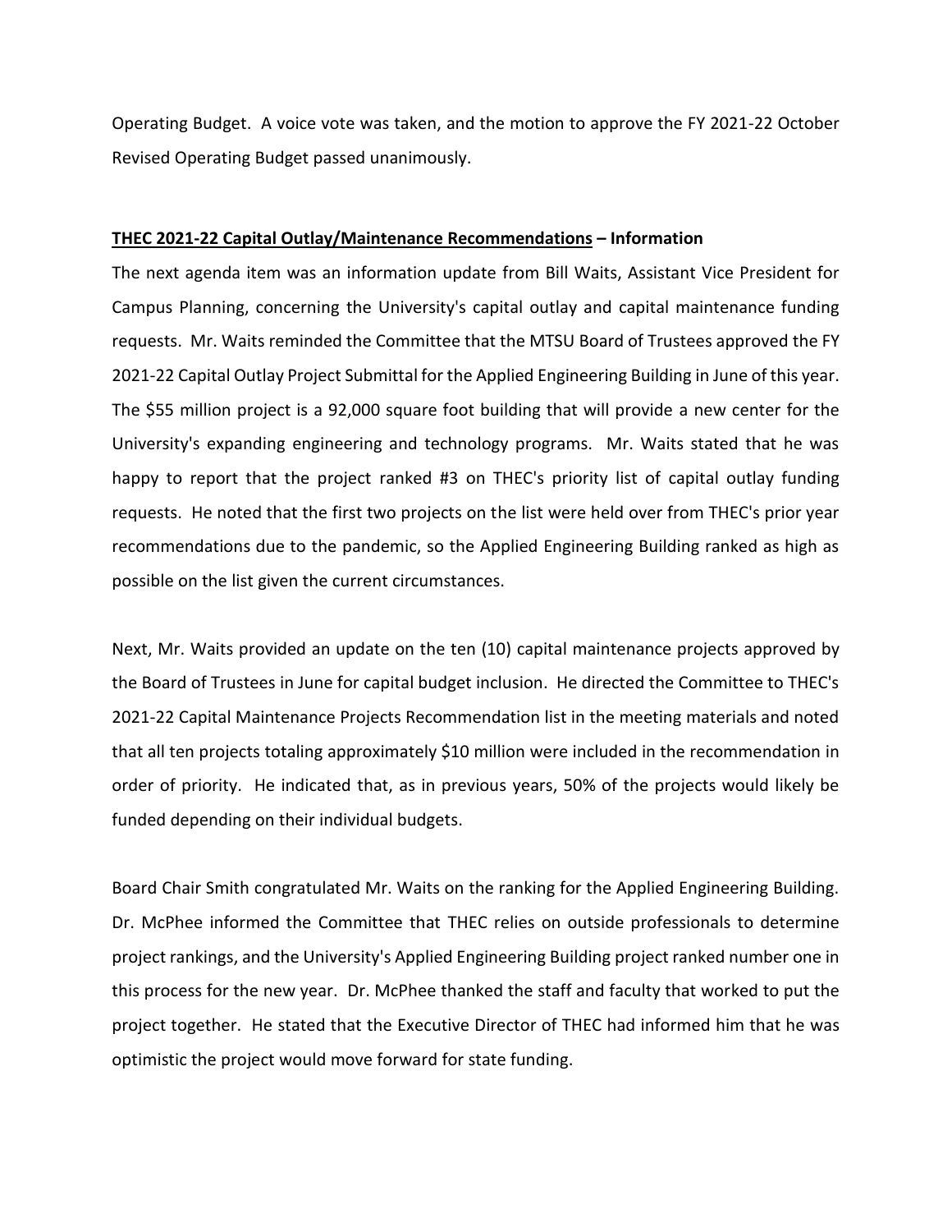Operating Budget. A voice vote was taken, and the motion to approve the FY 2021-22 October Revised Operating Budget passed unanimously.

**THEC 2021-22 Capital Outlay/Maintenance Recommendations – Information**

The next agenda item was an information update from Bill Waits, Assistant Vice President for Campus Planning, concerning the University's capital outlay and capital maintenance funding requests. Mr. Waits reminded the Committee that the MTSU Board of Trustees approved the FY 2021-22 Capital Outlay Project Submittal for the Applied Engineering Building in June of this year. The $55 million project is a 92,000 square foot building that will provide a new center for the University's expanding engineering and technology programs. Mr. Waits stated that he was happy to report that the project ranked #3 on THEC's priority list of capital outlay funding requests. He noted that the first two projects on the list were held over from THEC's prior year recommendations due to the pandemic, so the Applied Engineering Building ranked as high as possible on the list given the current circumstances.

Next, Mr. Waits provided an update on the ten (10) capital maintenance projects approved by the Board of Trustees in June for capital budget inclusion. He directed the Committee to THEC's 2021-22 Capital Maintenance Projects Recommendation list in the meeting materials and noted that all ten projects totaling approximately $10 million were included in the recommendation in order of priority. He indicated that, as in previous years, 50% of the projects would likely be funded depending on their individual budgets.

Board Chair Smith congratulated Mr. Waits on the ranking for the Applied Engineering Building. Dr. McPhee informed the Committee that THEC relies on outside professionals to determine project rankings, and the University's Applied Engineering Building project ranked number one in this process for the new year. Dr. McPhee thanked the staff and faculty that worked to put the project together. He stated that the Executive Director of THEC had informed him that he was optimistic the project would move forward for state funding.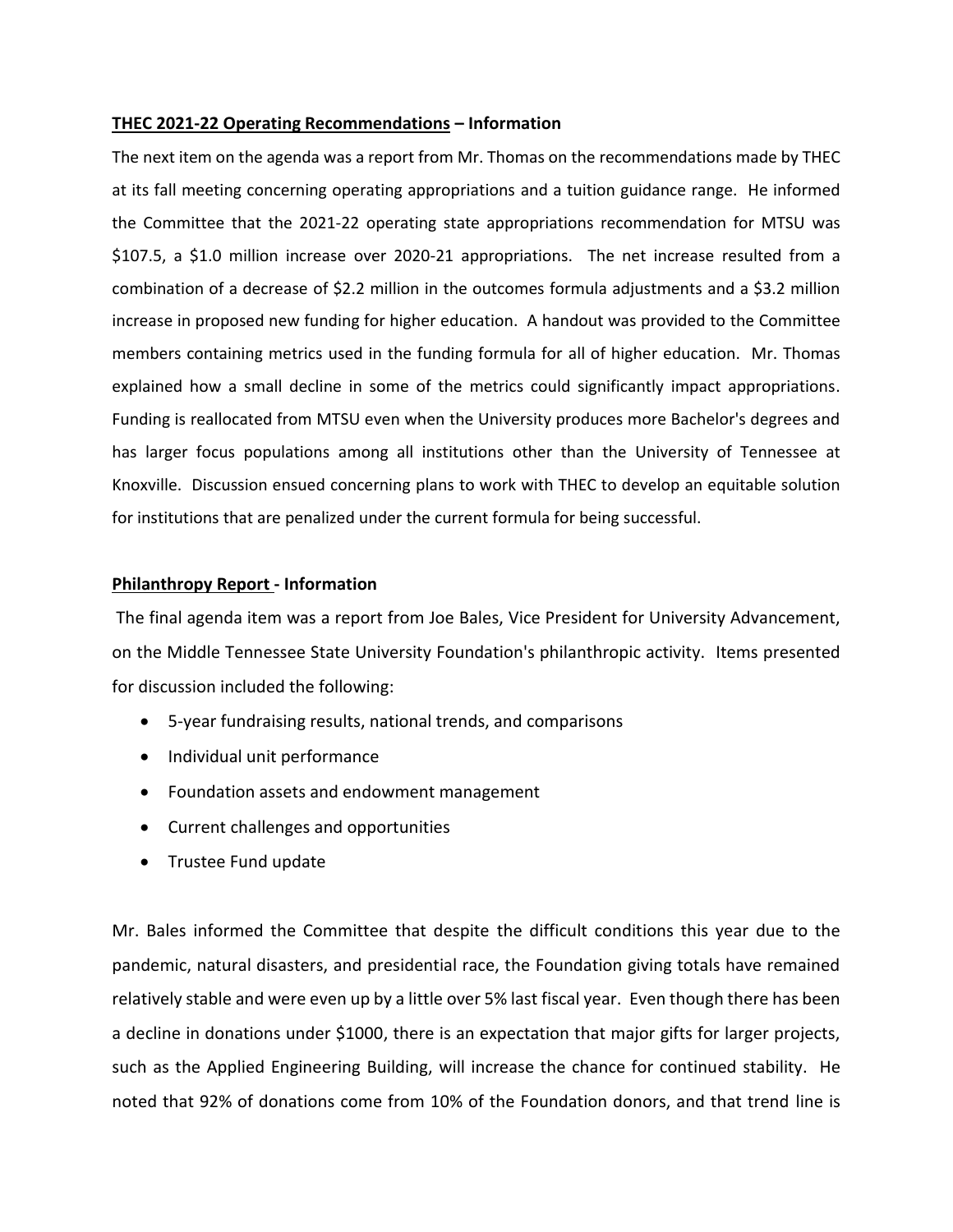**THEC 2021-22 Operating Recommendations – Information**

The next item on the agenda was a report from Mr. Thomas on the recommendations made by THEC at its fall meeting concerning operating appropriations and a tuition guidance range. He informed the Committee that the 2021-22 operating state appropriations recommendation for MTSU was $107.5, a $1.0 million increase over 2020-21 appropriations. The net increase resulted from a combination of a decrease of $2.2 million in the outcomes formula adjustments and a $3.2 million increase in proposed new funding for higher education. A handout was provided to the Committee members containing metrics used in the funding formula for all of higher education. Mr. Thomas explained how a small decline in some of the metrics could significantly impact appropriations. Funding is reallocated from MTSU even when the University produces more Bachelor's degrees and has larger focus populations among all institutions other than the University of Tennessee at Knoxville. Discussion ensued concerning plans to work with THEC to develop an equitable solution for institutions that are penalized under the current formula for being successful.

**Philanthropy Report - Information**

The final agenda item was a report from Joe Bales, Vice President for University Advancement, on the Middle Tennessee State University Foundation's philanthropic activity. Items presented for discussion included the following:

- 5-year fundraising results, national trends, and comparisons
- Individual unit performance
- Foundation assets and endowment management
- Current challenges and opportunities
- Trustee Fund update

Mr. Bales informed the Committee that despite the difficult conditions this year due to the pandemic, natural disasters, and presidential race, the Foundation giving totals have remained relatively stable and were even up by a little over 5% last fiscal year. Even though there has been a decline in donations under $1000, there is an expectation that major gifts for larger projects, such as the Applied Engineering Building, will increase the chance for continued stability. He noted that 92% of donations come from 10% of the Foundation donors, and that trend line is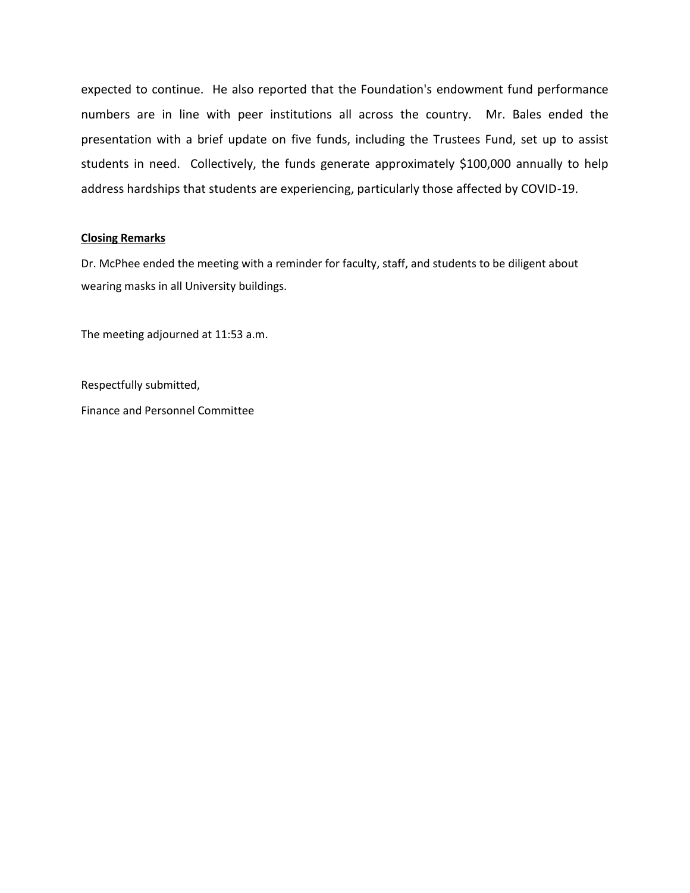expected to continue. He also reported that the Foundation's endowment fund performance numbers are in line with peer institutions all across the country. Mr. Bales ended the presentation with a brief update on five funds, including the Trustees Fund, set up to assist students in need. Collectively, the funds generate approximately $100,000 annually to help address hardships that students are experiencing, particularly those affected by COVID-19.

**Closing Remarks**

Dr. McPhee ended the meeting with a reminder for faculty, staff, and students to be diligent about wearing masks in all University buildings.

The meeting adjourned at 11:53 a.m.

Respectfully submitted,

Finance and Personnel Committee